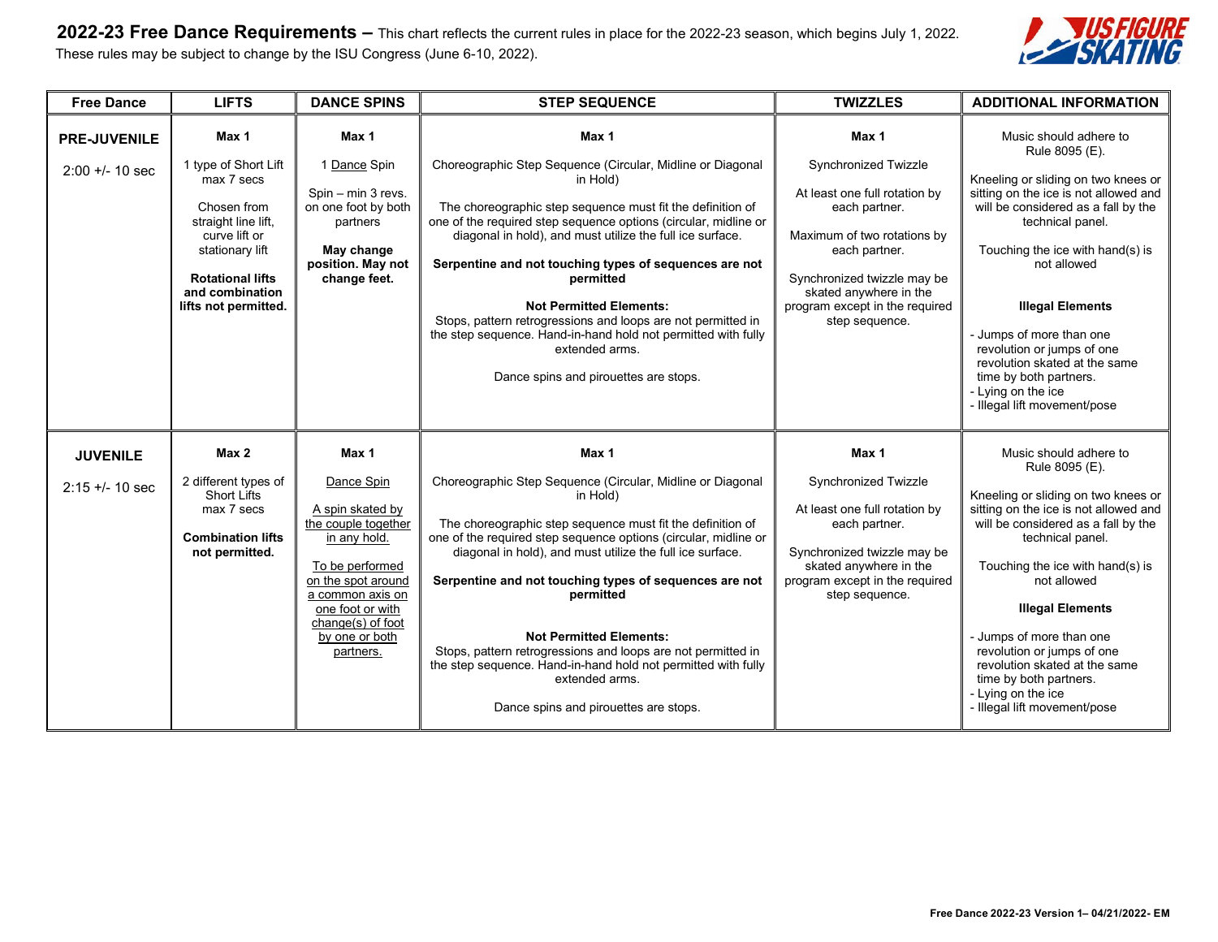# 2022-23 Free Dance Requirements – This chart reflects the current rules in place for the 2022-23 season, which begins July 1, 2022.

These rules may be subject to change by the ISU Congress (June 6-10, 2022).

| Free Dance | LIFTS | DANCE SPINS | STEP SEQUENCE | TWIZZLES | ADDITIONAL INFORMATION |
|---|---|---|---|---|---|
| **PRE-JUVENILE**<br><br>2:00 +/- 10 sec | **Max 1**<br><br>1 type of Short Lift max 7 secs<br><br>Chosen from straight line lift, curve lift or stationary lift<br><br>**Rotational lifts and combination lifts not permitted.** | **Max 1**<br><br>1 Dance Spin<br><br>Spin – min 3 revs. on one foot by both partners<br><br>**May change position. May not change feet.** | **Max 1**<br><br>Choreographic Step Sequence (Circular, Midline or Diagonal in Hold)<br><br>The choreographic step sequence must fit the definition of one of the required step sequence options (circular, midline or diagonal in hold), and must utilize the full ice surface.<br><br>**Serpentine and not touching types of sequences are not permitted**<br><br>**Not Permitted Elements:**<br>Stops, pattern retrogressions and loops are not permitted in the step sequence. Hand-in-hand hold not permitted with fully extended arms.<br><br>Dance spins and pirouettes are stops. | **Max 1**<br><br>Synchronized Twizzle<br><br>At least one full rotation by each partner.<br><br>Maximum of two rotations by each partner.<br><br>Synchronized twizzle may be skated anywhere in the program except in the required step sequence. | Music should adhere to Rule 8095 (E).<br><br>Kneeling or sliding on two knees or sitting on the ice is not allowed and will be considered as a fall by the technical panel.<br><br>Touching the ice with hand(s) is not allowed<br><br>**Illegal Elements**<br><br>- Jumps of more than one revolution or jumps of one revolution skated at the same time by both partners.<br>- Lying on the ice<br>- Illegal lift movement/pose |
| **JUVENILE**<br><br>2:15 +/- 10 sec | **Max 2**<br><br>2 different types of Short Lifts max 7 secs<br><br>**Combination lifts not permitted.** | **Max 1**<br><br>Dance Spin<br><br>A spin skated by the couple together in any hold.<br><br>To be performed on the spot around a common axis on one foot or with change(s) of foot by one or both partners. | **Max 1**<br><br>Choreographic Step Sequence (Circular, Midline or Diagonal in Hold)<br><br>The choreographic step sequence must fit the definition of one of the required step sequence options (circular, midline or diagonal in hold), and must utilize the full ice surface.<br><br>**Serpentine and not touching types of sequences are not permitted**<br><br>**Not Permitted Elements:**<br>Stops, pattern retrogressions and loops are not permitted in the step sequence. Hand-in-hand hold not permitted with fully extended arms.<br><br>Dance spins and pirouettes are stops. | **Max 1**<br><br>Synchronized Twizzle<br><br>At least one full rotation by each partner.<br><br>Synchronized twizzle may be skated anywhere in the program except in the required step sequence. | Music should adhere to Rule 8095 (E).<br><br>Kneeling or sliding on two knees or sitting on the ice is not allowed and will be considered as a fall by the technical panel.<br><br>Touching the ice with hand(s) is not allowed<br><br>**Illegal Elements**<br><br>- Jumps of more than one revolution or jumps of one revolution skated at the same time by both partners.<br>- Lying on the ice<br>- Illegal lift movement/pose |

**Free Dance 2022-23 Version 1– 04/21/2022- EM**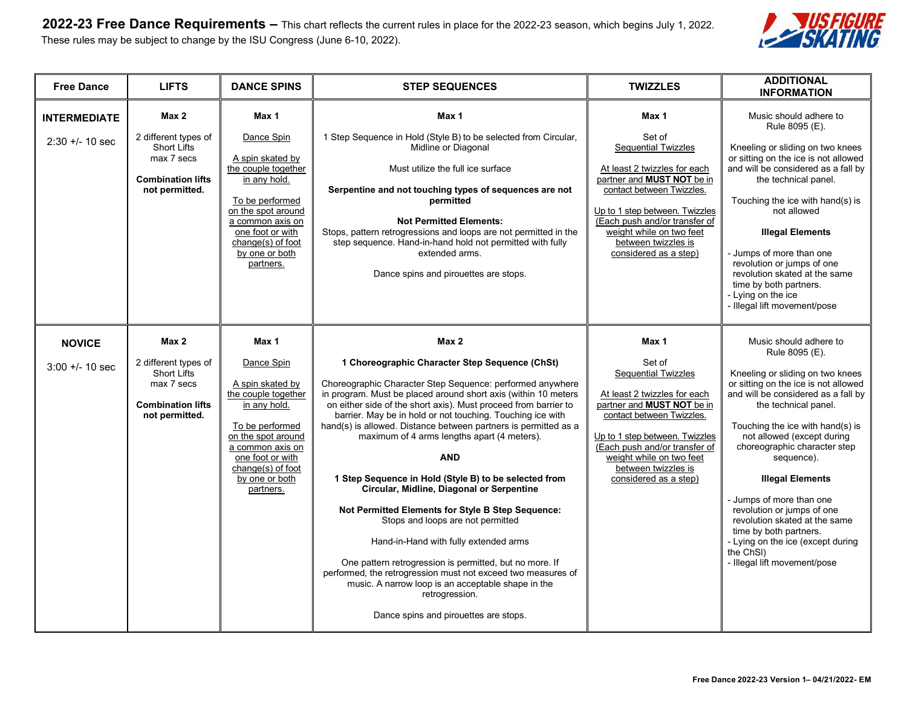**2022-23 Free Dance Requirements –** This chart reflects the current rules in place for the 2022-23 season, which begins July 1, 2022. These rules may be subject to change by the ISU Congress (June 6-10, 2022).

| Free Dance | LIFTS | DANCE SPINS | STEP SEQUENCES | TWIZZLES | ADDITIONAL INFORMATION |
|---|---|---|---|---|---|
| **INTERMEDIATE**<br><br>2:30 +/- 10 sec | **Max 2**<br><br>2 different types of Short Lifts max 7 secs<br><br>**Combination lifts not permitted.** | **Max 1**<br><br>Dance Spin<br><br>A spin skated by the couple together in any hold.<br><br>To be performed on the spot around a common axis on one foot or with change(s) of foot by one or both partners. | **Max 1**<br><br>1 Step Sequence in Hold (Style B) to be selected from Circular, Midline or Diagonal<br><br>Must utilize the full ice surface<br><br>**Serpentine and not touching types of sequences are not permitted**<br><br>**Not Permitted Elements:**<br>Stops, pattern retrogressions and loops are not permitted in the step sequence. Hand-in-hand hold not permitted with fully extended arms.<br><br>Dance spins and pirouettes are stops. | **Max 1**<br><br>Set of Sequential Twizzles<br><br>At least 2 twizzles for each partner and **MUST NOT** be in contact between Twizzles.<br><br>Up to 1 step between. Twizzles (Each push and/or transfer of weight while on two feet between twizzles is considered as a step) | Music should adhere to Rule 8095 (E).<br><br>Kneeling or sliding on two knees or sitting on the ice is not allowed and will be considered as a fall by the technical panel.<br><br>Touching the ice with hand(s) is not allowed<br><br>**Illegal Elements**<br><br>- Jumps of more than one revolution or jumps of one revolution skated at the same time by both partners.<br>- Lying on the ice<br>- Illegal lift movement/pose |
| **NOVICE**<br><br>3:00 +/- 10 sec | **Max 2**<br><br>2 different types of Short Lifts max 7 secs<br><br>**Combination lifts not permitted.** | **Max 1**<br><br>Dance Spin<br><br>A spin skated by the couple together in any hold.<br><br>To be performed on the spot around a common axis on one foot or with change(s) of foot by one or both partners. | **Max 2**<br><br>**1 Choreographic Character Step Sequence (ChSt)**<br><br>Choreographic Character Step Sequence: performed anywhere in program. Must be placed around short axis (within 10 meters on either side of the short axis). Must proceed from barrier to barrier. May be in hold or not touching. Touching ice with hand(s) is allowed. Distance between partners is permitted as a maximum of 4 arms lengths apart (4 meters).<br><br>**AND**<br><br>**1 Step Sequence in Hold (Style B) to be selected from Circular, Midline, Diagonal or Serpentine**<br><br>**Not Permitted Elements for Style B Step Sequence:**<br>Stops and loops are not permitted<br><br>Hand-in-Hand with fully extended arms<br><br>One pattern retrogression is permitted, but no more. If performed, the retrogression must not exceed two measures of music. A narrow loop is an acceptable shape in the retrogression.<br><br>Dance spins and pirouettes are stops. | **Max 1**<br><br>Set of Sequential Twizzles<br><br>At least 2 twizzles for each partner and **MUST NOT** be in contact between Twizzles.<br><br>Up to 1 step between. Twizzles (Each push and/or transfer of weight while on two feet between twizzles is considered as a step) | Music should adhere to Rule 8095 (E).<br><br>Kneeling or sliding on two knees or sitting on the ice is not allowed and will be considered as a fall by the technical panel.<br><br>Touching the ice with hand(s) is not allowed (except during choreographic character step sequence).<br><br>**Illegal Elements**<br><br>- Jumps of more than one revolution or jumps of one revolution skated at the same time by both partners.<br>- Lying on the ice (except during the ChSl)<br>- Illegal lift movement/pose |

**Free Dance 2022-23 Version 1– 04/21/2022- EM**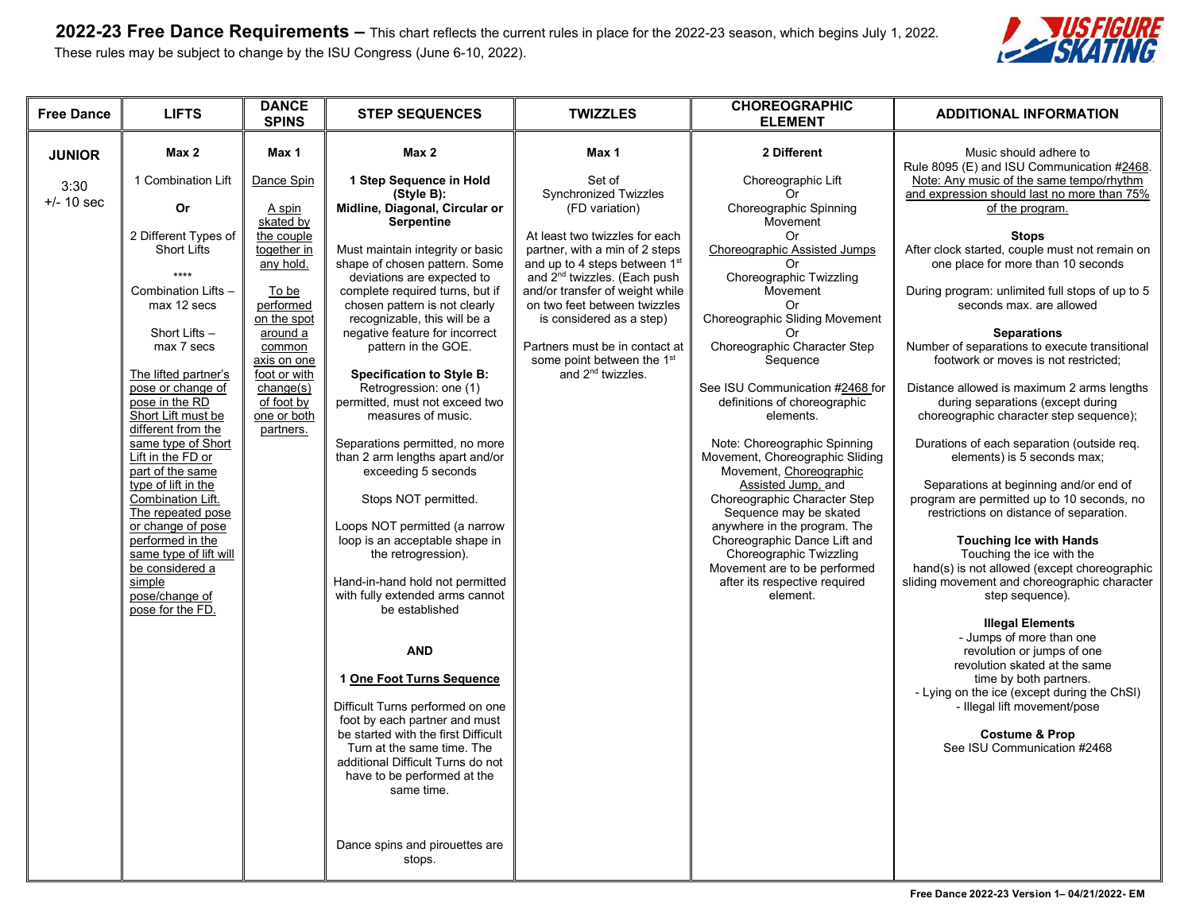**2022-23 Free Dance Requirements –** This chart reflects the current rules in place for the 2022-23 season, which begins July 1, 2022. These rules may be subject to change by the ISU Congress (June 6-10, 2022).

| Free Dance | LIFTS | DANCE SPINS | STEP SEQUENCES | TWIZZLES | CHOREOGRAPHIC ELEMENT | ADDITIONAL INFORMATION |
|---|---|---|---|---|---|---|
| **JUNIOR**<br><br>3:30<br>+/- 10 sec | **Max 2**<br><br>1 Combination Lift<br><br>**Or**<br><br>2 Different Types of Short Lifts<br><br>****<br><br>Combination Lifts – max 12 secs<br><br>Short Lifts – max 7 secs<br><br>The lifted partner's pose or change of pose in the RD Short Lift must be different from the same type of Short Lift in the FD or part of the same type of lift in the Combination Lift. The repeated pose or change of pose performed in the same type of lift will be considered a simple pose/change of pose for the FD. | **Max 1**<br><br>Dance Spin<br><br>A spin skated by the couple together in any hold.<br><br>To be performed on the spot around a common axis on one foot or with change(s) of foot by one or both partners. | **Max 2**<br><br>**1 Step Sequence in Hold (Style B): Midline, Diagonal, Circular or Serpentine**<br><br>Must maintain integrity or basic shape of chosen pattern. Some deviations are expected to complete required turns, but if chosen pattern is not clearly recognizable, this will be a negative feature for incorrect pattern in the GOE.<br><br>**Specification to Style B:** Retrogression: one (1) permitted, must not exceed two measures of music.<br><br>Separations permitted, no more than 2 arm lengths apart and/or exceeding 5 seconds<br><br>Stops NOT permitted.<br><br>Loops NOT permitted (a narrow loop is an acceptable shape in the retrogression).<br><br>Hand-in-hand hold not permitted with fully extended arms cannot be established<br><br>**AND**<br><br>**1 One Foot Turns Sequence**<br><br>Difficult Turns performed on one foot by each partner and must be started with the first Difficult Turn at the same time. The additional Difficult Turns do not have to be performed at the same time.<br><br>Dance spins and pirouettes are stops. | **Max 1**<br><br>Set of Synchronized Twizzles (FD variation)<br><br>At least two twizzles for each partner, with a min of 2 steps and up to 4 steps between 1st and 2nd twizzles. (Each push and/or transfer of weight while on two feet between twizzles is considered as a step)<br><br>Partners must be in contact at some point between the 1st and 2nd twizzles. | **2 Different**<br><br>Choreographic Lift<br>Or<br>Choreographic Spinning Movement<br>Or<br>Choreographic Assisted Jumps<br>Or<br>Choreographic Twizzling Movement<br>Or<br>Choreographic Sliding Movement<br>Or<br>Choreographic Character Step Sequence<br><br>See ISU Communication #2468 for definitions of choreographic elements.<br><br>Note: Choreographic Spinning Movement, Choreographic Sliding Movement, Choreographic Assisted Jump, and Choreographic Character Step Sequence may be skated anywhere in the program. The Choreographic Dance Lift and Choreographic Twizzling Movement are to be performed after its respective required element. | Music should adhere to Rule 8095 (E) and ISU Communication #2468. Note: Any music of the same tempo/rhythm and expression should last no more than 75% of the program.<br><br>**Stops**<br>After clock started, couple must not remain on one place for more than 10 seconds<br><br>During program: unlimited full stops of up to 5 seconds max. are allowed<br><br>**Separations**<br>Number of separations to execute transitional footwork or moves is not restricted;<br><br>Distance allowed is maximum 2 arms lengths during separations (except during choreographic character step sequence);<br><br>Durations of each separation (outside req. elements) is 5 seconds max;<br><br>Separations at beginning and/or end of program are permitted up to 10 seconds, no restrictions on distance of separation.<br><br>**Touching Ice with Hands**<br>Touching the ice with the hand(s) is not allowed (except choreographic sliding movement and choreographic character step sequence).<br><br>**Illegal Elements**<br>- Jumps of more than one revolution or jumps of one revolution skated at the same time by both partners.<br>- Lying on the ice (except during the ChSl)<br>- Illegal lift movement/pose<br><br>**Costume & Prop**<br>See ISU Communication #2468 |

Free Dance 2022-23 Version 1– 04/21/2022- EM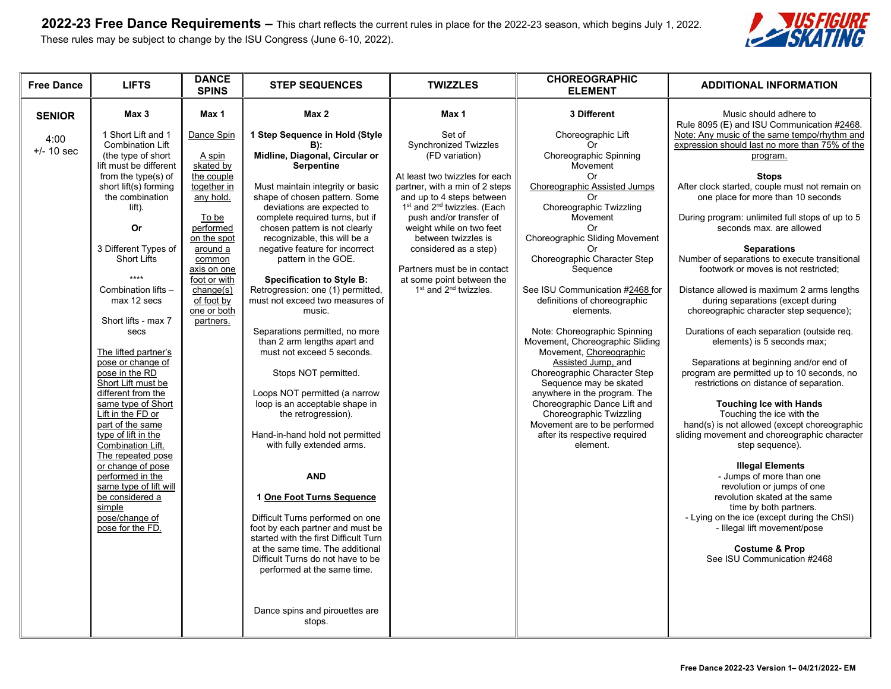**2022-23 Free Dance Requirements –** This chart reflects the current rules in place for the 2022-23 season, which begins July 1, 2022. These rules may be subject to change by the ISU Congress (June 6-10, 2022).

| Free Dance | LIFTS | DANCE SPINS | STEP SEQUENCES | TWIZZLES | CHOREOGRAPHIC ELEMENT | ADDITIONAL INFORMATION |
|---|---|---|---|---|---|---|
| **SENIOR**<br><br>4:00<br>+/- 10 sec | **Max 3**<br><br>1 Short Lift and 1 Combination Lift (the type of short lift must be different from the type(s) of short lift(s) forming the combination lift).<br><br>**Or**<br><br>3 Different Types of Short Lifts<br><br>****<br>Combination lifts – max 12 secs<br><br>Short lifts - max 7 secs<br><br>The lifted partner's pose or change of pose in the RD Short Lift must be different from the same type of Short Lift in the FD or part of the same type of lift in the Combination Lift. The repeated pose or change of pose performed in the same type of lift will be considered a simple pose/change of pose for the FD. | **Max 1**<br><br>Dance Spin<br><br>A spin skated by the couple together in any hold.<br><br>To be performed on the spot around a common axis on one foot or with change(s) of foot by one or both partners. | **Max 2**<br><br>**1 Step Sequence in Hold (Style B): Midline, Diagonal, Circular or Serpentine**<br><br>Must maintain integrity or basic shape of chosen pattern. Some deviations are expected to complete required turns, but if chosen pattern is not clearly recognizable, this will be a negative feature for incorrect pattern in the GOE.<br><br>**Specification to Style B:** Retrogression: one (1) permitted, must not exceed two measures of music.<br><br>Separations permitted, no more than 2 arm lengths apart and must not exceed 5 seconds.<br><br>Stops NOT permitted.<br><br>Loops NOT permitted (a narrow loop is an acceptable shape in the retrogression).<br><br>Hand-in-hand hold not permitted with fully extended arms.<br><br>**AND**<br><br>**1 One Foot Turns Sequence**<br><br>Difficult Turns performed on one foot by each partner and must be started with the first Difficult Turn at the same time. The additional Difficult Turns do not have to be performed at the same time.<br><br>Dance spins and pirouettes are stops. | **Max 1**<br><br>Set of Synchronized Twizzles (FD variation)<br><br>At least two twizzles for each partner, with a min of 2 steps and up to 4 steps between 1st and 2nd twizzles. (Each push and/or transfer of weight while on two feet between twizzles is considered as a step)<br><br>Partners must be in contact at some point between the 1st and 2nd twizzles. | **3 Different**<br><br>Choreographic Lift<br>Or<br>Choreographic Spinning Movement<br>Or<br>Choreographic Assisted Jumps<br>Or<br>Choreographic Twizzling Movement<br>Or<br>Choreographic Sliding Movement<br>Or<br>Choreographic Character Step Sequence<br><br>See ISU Communication #2468 for definitions of choreographic elements.<br><br>Note: Choreographic Spinning Movement, Choreographic Sliding Movement, Choreographic Assisted Jump, and Choreographic Character Step Sequence may be skated anywhere in the program. The Choreographic Dance Lift and Choreographic Twizzling Movement are to be performed after its respective required element. | Music should adhere to Rule 8095 (E) and ISU Communication #2468. Note: Any music of the same tempo/rhythm and expression should last no more than 75% of the program.<br><br>**Stops**<br>After clock started, couple must not remain on one place for more than 10 seconds<br><br>During program: unlimited full stops of up to 5 seconds max. are allowed<br><br>**Separations**<br>Number of separations to execute transitional footwork or moves is not restricted;<br><br>Distance allowed is maximum 2 arms lengths during separations (except during choreographic character step sequence);<br><br>Durations of each separation (outside req. elements) is 5 seconds max;<br><br>Separations at beginning and/or end of program are permitted up to 10 seconds, no restrictions on distance of separation.<br><br>**Touching Ice with Hands**<br>Touching the ice with the hand(s) is not allowed (except choreographic sliding movement and choreographic character step sequence).<br><br>**Illegal Elements**<br>- Jumps of more than one revolution or jumps of one revolution skated at the same time by both partners.<br>- Lying on the ice (except during the ChSl)<br>- Illegal lift movement/pose<br><br>**Costume & Prop**<br>See ISU Communication #2468 |

Free Dance 2022-23 Version 1– 04/21/2022- EM